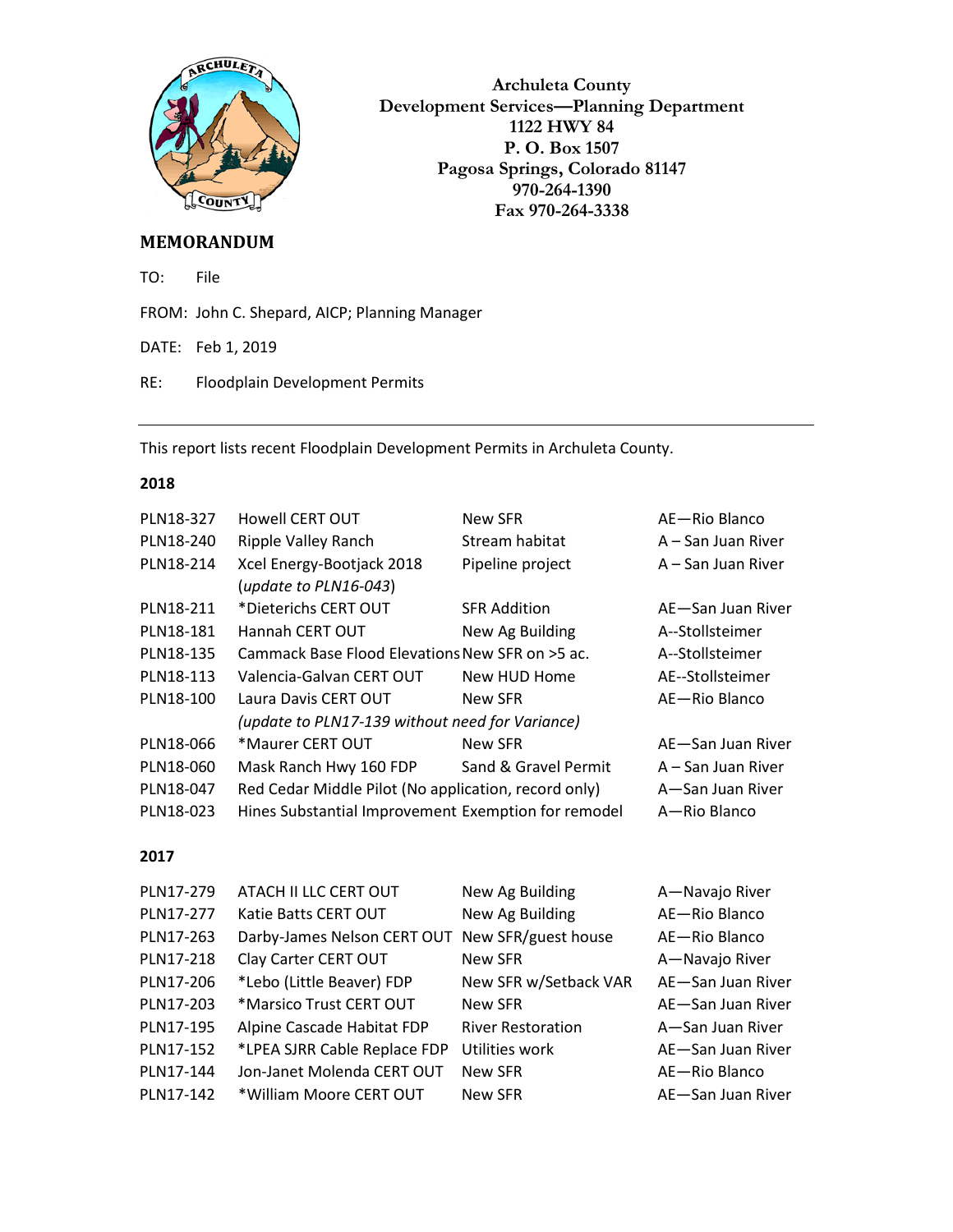Archuleta County
Development Services—Planning Department
1122 HWY 84
P. O. Box 1507
Pagosa Springs, Colorado 81147
970-264-1390
Fax 970-264-3338

## MEMORANDUM

TO: File

FROM: John C. Shepard, AICP; Planning Manager

DATE: Feb 1, 2019

RE: Floodplain Development Permits

---

This report lists recent Floodplain Development Permits in Archuleta County.

### 2018

| | | | |
|---|---|---|---|
| PLN18-327 | Howell CERT OUT | New SFR | AE—Rio Blanco |
| PLN18-240 | Ripple Valley Ranch | Stream habitat | A – San Juan River |
| PLN18-214 | Xcel Energy-Bootjack 2018 (*update to PLN16-043*) | Pipeline project | A – San Juan River |
| PLN18-211 | *Dieterichs CERT OUT | SFR Addition | AE—San Juan River |
| PLN18-181 | Hannah CERT OUT | New Ag Building | A--Stollsteimer |
| PLN18-135 | Cammack Base Flood Elevations | New SFR on >5 ac. | A--Stollsteimer |
| PLN18-113 | Valencia-Galvan CERT OUT | New HUD Home | AE--Stollsteimer |
| PLN18-100 | Laura Davis CERT OUT *(update to PLN17-139 without need for Variance)* | New SFR | AE—Rio Blanco |
| PLN18-066 | *Maurer CERT OUT | New SFR | AE—San Juan River |
| PLN18-060 | Mask Ranch Hwy 160 FDP | Sand & Gravel Permit | A – San Juan River |
| PLN18-047 | Red Cedar Middle Pilot (No application, record only) | | A—San Juan River |
| PLN18-023 | Hines Substantial Improvement | Exemption for remodel | A—Rio Blanco |

### 2017

| | | | |
|---|---|---|---|
| PLN17-279 | ATACH II LLC CERT OUT | New Ag Building | A—Navajo River |
| PLN17-277 | Katie Batts CERT OUT | New Ag Building | AE—Rio Blanco |
| PLN17-263 | Darby-James Nelson CERT OUT | New SFR/guest house | AE—Rio Blanco |
| PLN17-218 | Clay Carter CERT OUT | New SFR | A—Navajo River |
| PLN17-206 | *Lebo (Little Beaver) FDP | New SFR w/Setback VAR | AE—San Juan River |
| PLN17-203 | *Marsico Trust CERT OUT | New SFR | AE—San Juan River |
| PLN17-195 | Alpine Cascade Habitat FDP | River Restoration | A—San Juan River |
| PLN17-152 | *LPEA SJRR Cable Replace FDP | Utilities work | AE—San Juan River |
| PLN17-144 | Jon-Janet Molenda CERT OUT | New SFR | AE—Rio Blanco |
| PLN17-142 | *William Moore CERT OUT | New SFR | AE—San Juan River |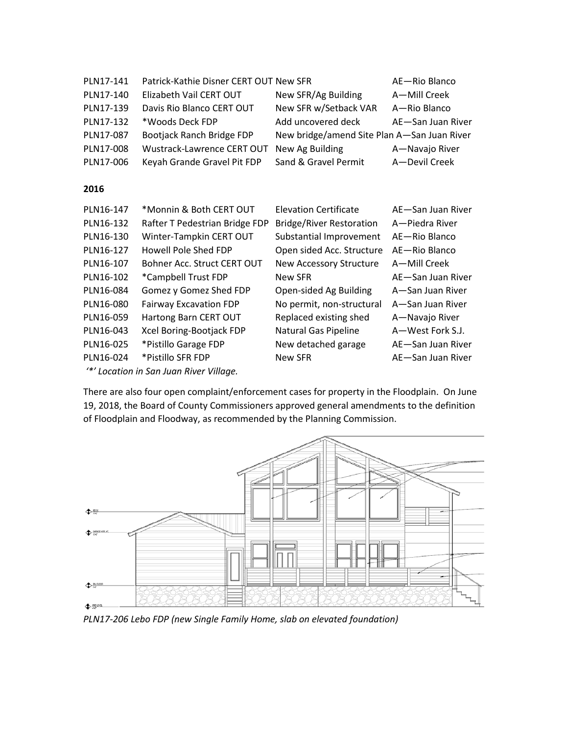| | | | |
|---|---|---|---|
| PLN17-141 | Patrick-Kathie Disner CERT OUT | New SFR | AE—Rio Blanco |
| PLN17-140 | Elizabeth Vail CERT OUT | New SFR/Ag Building | A—Mill Creek |
| PLN17-139 | Davis Rio Blanco CERT OUT | New SFR w/Setback VAR | A—Rio Blanco |
| PLN17-132 | *Woods Deck FDP | Add uncovered deck | AE—San Juan River |
| PLN17-087 | Bootjack Ranch Bridge FDP | New bridge/amend Site Plan | A—San Juan River |
| PLN17-008 | Wustrack-Lawrence CERT OUT | New Ag Building | A—Navajo River |
| PLN17-006 | Keyah Grande Gravel Pit FDP | Sand & Gravel Permit | A—Devil Creek |

**2016**

| | | | |
|---|---|---|---|
| PLN16-147 | *Monnin & Both CERT OUT | Elevation Certificate | AE—San Juan River |
| PLN16-132 | Rafter T Pedestrian Bridge FDP | Bridge/River Restoration | A—Piedra River |
| PLN16-130 | Winter-Tampkin CERT OUT | Substantial Improvement | AE—Rio Blanco |
| PLN16-127 | Howell Pole Shed FDP | Open sided Acc. Structure | AE—Rio Blanco |
| PLN16-107 | Bohner Acc. Struct CERT OUT | New Accessory Structure | A—Mill Creek |
| PLN16-102 | *Campbell Trust FDP | New SFR | AE—San Juan River |
| PLN16-084 | Gomez y Gomez Shed FDP | Open-sided Ag Building | A—San Juan River |
| PLN16-080 | Fairway Excavation FDP | No permit, non-structural | A—San Juan River |
| PLN16-059 | Hartong Barn CERT OUT | Replaced existing shed | A—Navajo River |
| PLN16-043 | Xcel Boring-Bootjack FDP | Natural Gas Pipeline | A—West Fork S.J. |
| PLN16-025 | *Pistillo Garage FDP | New detached garage | AE—San Juan River |
| PLN16-024 | *Pistillo SFR FDP | New SFR | AE—San Juan River |

*'*' Location in San Juan River Village.*

There are also four open complaint/enforcement cases for property in the Floodplain. On June 19, 2018, the Board of County Commissioners approved general amendments to the definition of Floodplain and Floodway, as recommended by the Planning Commission.

*PLN17-206 Lebo FDP (new Single Family Home, slab on elevated foundation)*